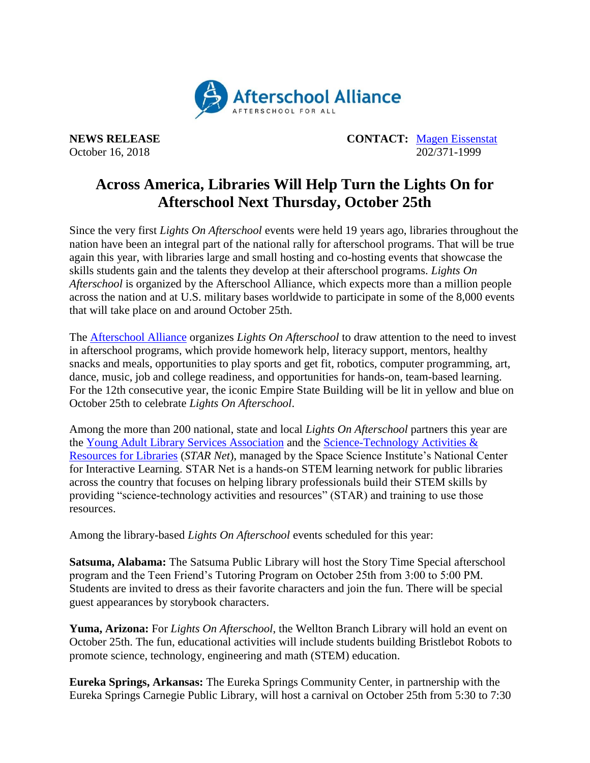Afterschool Alliance
AFTERSCHOOL FOR ALL

**NEWS RELEASE**
October 16, 2018

**CONTACT:** [Magen Eissenstat](#)
202/371-1999

# Across America, Libraries Will Help Turn the Lights On for Afterschool Next Thursday, October 25th

Since the very first *Lights On Afterschool* events were held 19 years ago, libraries throughout the nation have been an integral part of the national rally for afterschool programs. That will be true again this year, with libraries large and small hosting and co-hosting events that showcase the skills students gain and the talents they develop at their afterschool programs. *Lights On Afterschool* is organized by the Afterschool Alliance, which expects more than a million people across the nation and at U.S. military bases worldwide to participate in some of the 8,000 events that will take place on and around October 25th.

The [Afterschool Alliance](#) organizes *Lights On Afterschool* to draw attention to the need to invest in afterschool programs, which provide homework help, literacy support, mentors, healthy snacks and meals, opportunities to play sports and get fit, robotics, computer programming, art, dance, music, job and college readiness, and opportunities for hands-on, team-based learning. For the 12th consecutive year, the iconic Empire State Building will be lit in yellow and blue on October 25th to celebrate *Lights On Afterschool*.

Among the more than 200 national, state and local *Lights On Afterschool* partners this year are the [Young Adult Library Services Association](#) and the [Science-Technology Activities & Resources for Libraries](#) (*STAR Net*), managed by the Space Science Institute's National Center for Interactive Learning. STAR Net is a hands-on STEM learning network for public libraries across the country that focuses on helping library professionals build their STEM skills by providing "science-technology activities and resources" (STAR) and training to use those resources.

Among the library-based *Lights On Afterschool* events scheduled for this year:

**Satsuma, Alabama:** The Satsuma Public Library will host the Story Time Special afterschool program and the Teen Friend's Tutoring Program on October 25th from 3:00 to 5:00 PM. Students are invited to dress as their favorite characters and join the fun. There will be special guest appearances by storybook characters.

**Yuma, Arizona:** For *Lights On Afterschool*, the Wellton Branch Library will hold an event on October 25th. The fun, educational activities will include students building Bristlebot Robots to promote science, technology, engineering and math (STEM) education.

**Eureka Springs, Arkansas:** The Eureka Springs Community Center, in partnership with the Eureka Springs Carnegie Public Library, will host a carnival on October 25th from 5:30 to 7:30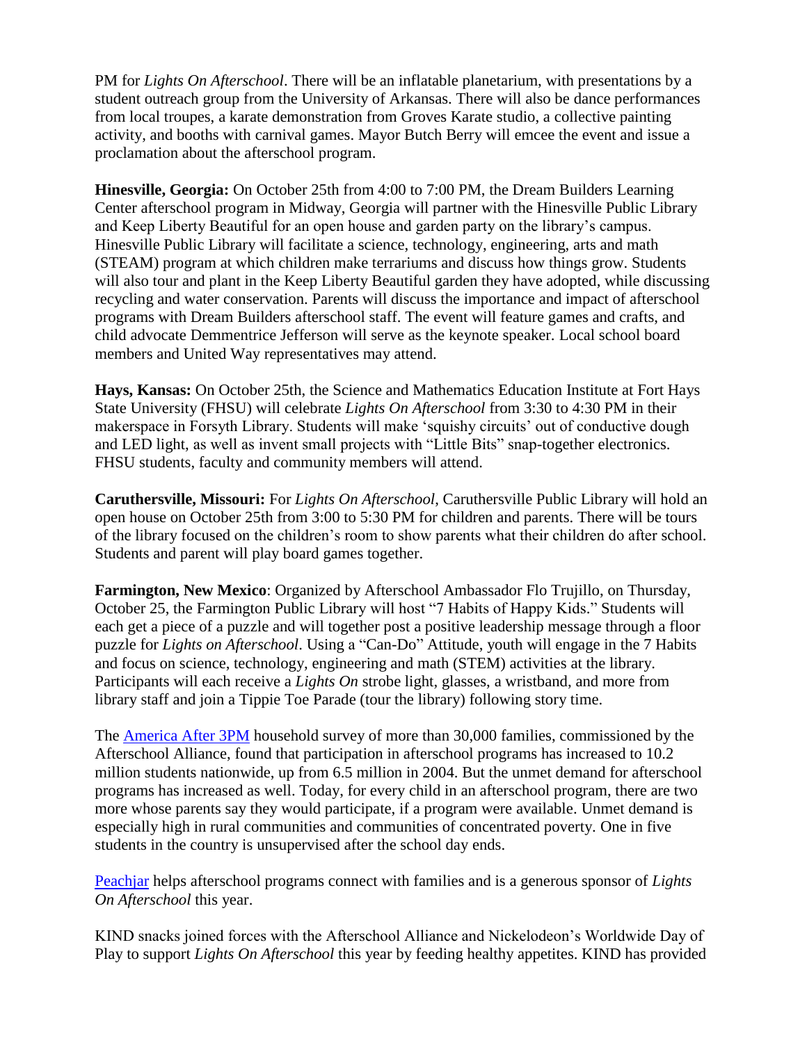PM for *Lights On Afterschool*. There will be an inflatable planetarium, with presentations by a student outreach group from the University of Arkansas. There will also be dance performances from local troupes, a karate demonstration from Groves Karate studio, a collective painting activity, and booths with carnival games. Mayor Butch Berry will emcee the event and issue a proclamation about the afterschool program.

**Hinesville, Georgia:** On October 25th from 4:00 to 7:00 PM, the Dream Builders Learning Center afterschool program in Midway, Georgia will partner with the Hinesville Public Library and Keep Liberty Beautiful for an open house and garden party on the library's campus. Hinesville Public Library will facilitate a science, technology, engineering, arts and math (STEAM) program at which children make terrariums and discuss how things grow. Students will also tour and plant in the Keep Liberty Beautiful garden they have adopted, while discussing recycling and water conservation. Parents will discuss the importance and impact of afterschool programs with Dream Builders afterschool staff. The event will feature games and crafts, and child advocate Demmentrice Jefferson will serve as the keynote speaker. Local school board members and United Way representatives may attend.

**Hays, Kansas:** On October 25th, the Science and Mathematics Education Institute at Fort Hays State University (FHSU) will celebrate *Lights On Afterschool* from 3:30 to 4:30 PM in their makerspace in Forsyth Library. Students will make 'squishy circuits' out of conductive dough and LED light, as well as invent small projects with "Little Bits" snap-together electronics. FHSU students, faculty and community members will attend.

**Caruthersville, Missouri:** For *Lights On Afterschool*, Caruthersville Public Library will hold an open house on October 25th from 3:00 to 5:30 PM for children and parents. There will be tours of the library focused on the children's room to show parents what their children do after school. Students and parent will play board games together.

**Farmington, New Mexico**: Organized by Afterschool Ambassador Flo Trujillo, on Thursday, October 25, the Farmington Public Library will host "7 Habits of Happy Kids." Students will each get a piece of a puzzle and will together post a positive leadership message through a floor puzzle for *Lights on Afterschool*. Using a "Can-Do" Attitude, youth will engage in the 7 Habits and focus on science, technology, engineering and math (STEM) activities at the library. Participants will each receive a *Lights On* strobe light, glasses, a wristband, and more from library staff and join a Tippie Toe Parade (tour the library) following story time.

The America After 3PM household survey of more than 30,000 families, commissioned by the Afterschool Alliance, found that participation in afterschool programs has increased to 10.2 million students nationwide, up from 6.5 million in 2004. But the unmet demand for afterschool programs has increased as well. Today, for every child in an afterschool program, there are two more whose parents say they would participate, if a program were available. Unmet demand is especially high in rural communities and communities of concentrated poverty. One in five students in the country is unsupervised after the school day ends.

Peachjar helps afterschool programs connect with families and is a generous sponsor of *Lights On Afterschool* this year.

KIND snacks joined forces with the Afterschool Alliance and Nickelodeon's Worldwide Day of Play to support *Lights On Afterschool* this year by feeding healthy appetites. KIND has provided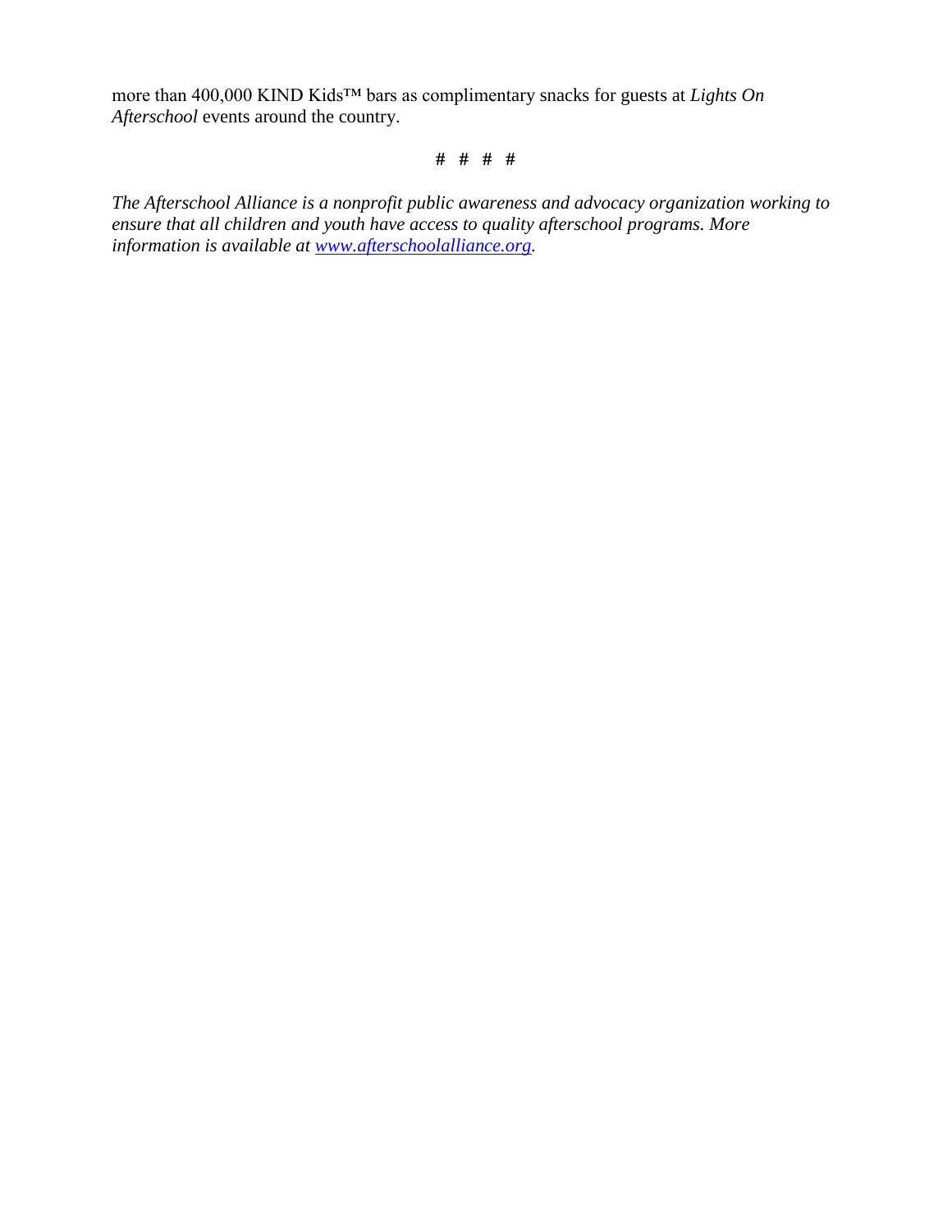more than 400,000 KIND Kids™ bars as complimentary snacks for guests at *Lights On Afterschool* events around the country.

# # # #

*The Afterschool Alliance is a nonprofit public awareness and advocacy organization working to ensure that all children and youth have access to quality afterschool programs. More information is available at [www.afterschoolalliance.org](http://www.afterschoolalliance.org).*